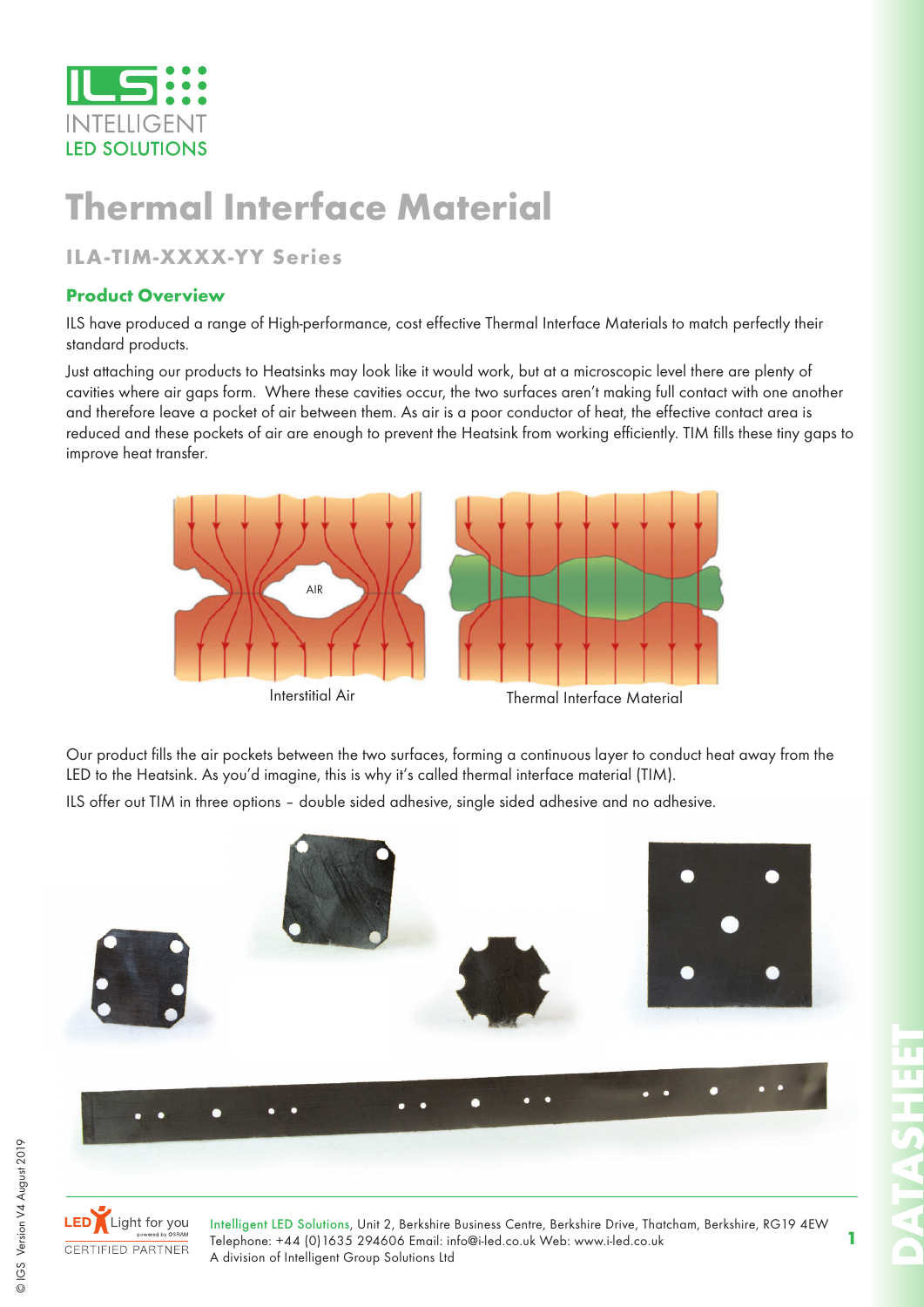ILS INTELLIGENT LED SOLUTIONS

# Thermal Interface Material

## ILA-TIM-XXXX-YY Series

### Product Overview

ILS have produced a range of High-performance, cost effective Thermal Interface Materials to match perfectly their standard products.

Just attaching our products to Heatsinks may look like it would work, but at a microscopic level there are plenty of cavities where air gaps form. Where these cavities occur, the two surfaces aren't making full contact with one another and therefore leave a pocket of air between them. As air is a poor conductor of heat, the effective contact area is reduced and these pockets of air are enough to prevent the Heatsink from working efficiently. TIM fills these tiny gaps to improve heat transfer.

Interstitial Air    Thermal Interface Material

Our product fills the air pockets between the two surfaces, forming a continuous layer to conduct heat away from the LED to the Heatsink. As you'd imagine, this is why it's called thermal interface material (TIM).

ILS offer out TIM in three options – double sided adhesive, single sided adhesive and no adhesive.

Intelligent LED Solutions, Unit 2, Berkshire Business Centre, Berkshire Drive, Thatcham, Berkshire, RG19 4EW
Telephone: +44 (0)1635 294606 Email: info@i-led.co.uk Web: www.i-led.co.uk
A division of Intelligent Group Solutions Ltd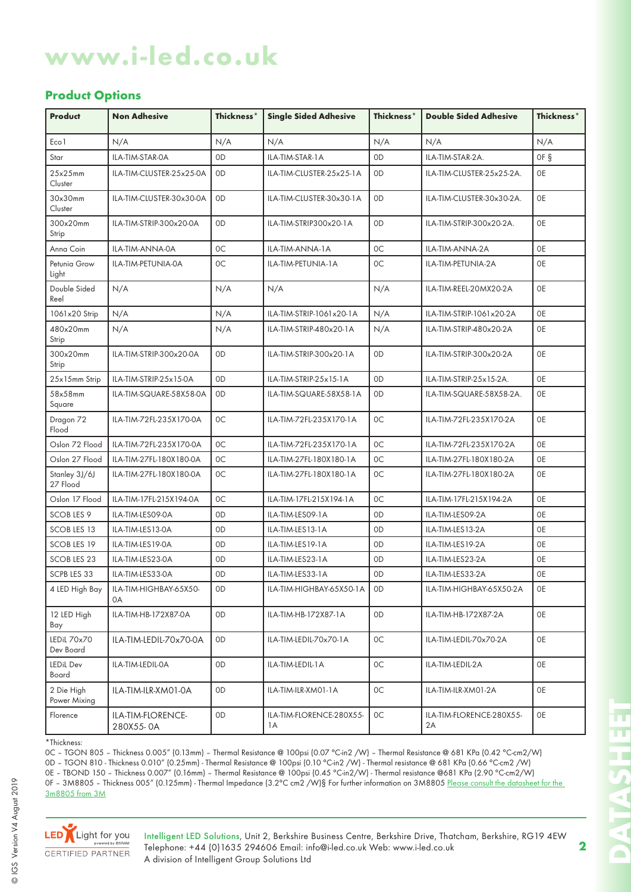# www.i-led.co.uk

## Product Options

| Product | Non Adhesive | Thickness* | Single Sided Adhesive | Thickness* | Double Sided Adhesive | Thickness* |
|---|---|---|---|---|---|---|
| Eco1 | N/A | N/A | N/A | N/A | N/A | N/A |
| Star | ILA-TIM-STAR-0A | 0D | ILA-TIM-STAR-1A | 0D | ILA-TIM-STAR-2A. | 0F § |
| 25x25mm Cluster | ILA-TIM-CLUSTER-25x25-0A | 0D | ILA-TIM-CLUSTER-25x25-1A | 0D | ILA-TIM-CLUSTER-25x25-2A. | 0E |
| 30x30mm Cluster | ILA-TIM-CLUSTER-30x30-0A | 0D | ILA-TIM-CLUSTER-30x30-1A | 0D | ILA-TIM-CLUSTER-30x30-2A. | 0E |
| 300x20mm Strip | ILA-TIM-STRIP-300x20-0A | 0D | ILA-TIM-STRIP300x20-1A | 0D | ILA-TIM-STRIP-300x20-2A. | 0E |
| Anna Coin | ILA-TIM-ANNA-0A | 0C | ILA-TIM-ANNA-1A | 0C | ILA-TIM-ANNA-2A | 0E |
| Petunia Grow Light | ILA-TIM-PETUNIA-0A | 0C | ILA-TIM-PETUNIA-1A | 0C | ILA-TIM-PETUNIA-2A | 0E |
| Double Sided Reel | N/A | N/A | N/A | N/A | ILA-TIM-REEL-20MX20-2A | 0E |
| 1061x20 Strip | N/A | N/A | ILA-TIM-STRIP-1061x20-1A | N/A | ILA-TIM-STRIP-1061x20-2A | 0E |
| 480x20mm Strip | N/A | N/A | ILA-TIM-STRIP-480x20-1A | N/A | ILA-TIM-STRIP-480x20-2A | 0E |
| 300x20mm Strip | ILA-TIM-STRIP-300x20-0A | 0D | ILA-TIM-STRIP-300x20-1A | 0D | ILA-TIM-STRIP-300x20-2A | 0E |
| 25x15mm Strip | ILA-TIM-STRIP-25x15-0A | 0D | ILA-TIM-STRIP-25x15-1A | 0D | ILA-TIM-STRIP-25x15-2A. | 0E |
| 58x58mm Square | ILA-TIM-SQUARE-58X58-0A | 0D | ILA-TIM-SQUARE-58X58-1A | 0D | ILA-TIM-SQUARE-58X58-2A. | 0E |
| Dragon 72 Flood | ILA-TIM-72FL-235X170-0A | 0C | ILA-TIM-72FL-235X170-1A | 0C | ILA-TIM-72FL-235X170-2A | 0E |
| Oslon 72 Flood | ILA-TIM-72FL-235X170-0A | 0C | ILA-TIM-72FL-235X170-1A | 0C | ILA-TIM-72FL-235X170-2A | 0E |
| Oslon 27 Flood | ILA-TIM-27FL-180X180-0A | 0C | ILA-TIM-27FL-180X180-1A | 0C | ILA-TIM-27FL-180X180-2A | 0E |
| Stanley 3J/6J 27 Flood | ILA-TIM-27FL-180X180-0A | 0C | ILA-TIM-27FL-180X180-1A | 0C | ILA-TIM-27FL-180X180-2A | 0E |
| Oslon 17 Flood | ILA-TIM-17FL-215X194-0A | 0C | ILA-TIM-17FL-215X194-1A | 0C | ILA-TIM-17FL-215X194-2A | 0E |
| SCOB LES 9 | ILA-TIM-LES09-0A | 0D | ILA-TIM-LES09-1A | 0D | ILA-TIM-LES09-2A | 0E |
| SCOB LES 13 | ILA-TIM-LES13-0A | 0D | ILA-TIM-LES13-1A | 0D | ILA-TIM-LES13-2A | 0E |
| SCOB LES 19 | ILA-TIM-LES19-0A | 0D | ILA-TIM-LES19-1A | 0D | ILA-TIM-LES19-2A | 0E |
| SCOB LES 23 | ILA-TIM-LES23-0A | 0D | ILA-TIM-LES23-1A | 0D | ILA-TIM-LES23-2A | 0E |
| SCPB LES 33 | ILA-TIM-LES33-0A | 0D | ILA-TIM-LES33-1A | 0D | ILA-TIM-LES33-2A | 0E |
| 4 LED High Bay | ILA-TIM-HIGHBAY-65X50-0A | 0D | ILA-TIM-HIGHBAY-65X50-1A | 0D | ILA-TIM-HIGHBAY-65X50-2A | 0E |
| 12 LED High Bay | ILA-TIM-HB-172X87-0A | 0D | ILA-TIM-HB-172X87-1A | 0D | ILA-TIM-HB-172X87-2A | 0E |
| LEDiL 70x70 Dev Board | ILA-TIM-LEDIL-70x70-0A | 0D | ILA-TIM-LEDIL-70x70-1A | 0C | ILA-TIM-LEDIL-70x70-2A | 0E |
| LEDiL Dev Board | ILA-TIM-LEDIL-0A | 0D | ILA-TIM-LEDIL-1A | 0C | ILA-TIM-LEDIL-2A | 0E |
| 2 Die High Power Mixing | ILA-TIM-ILR-XM01-0A | 0D | ILA-TIM-ILR-XM01-1A | 0C | ILA-TIM-ILR-XM01-2A | 0E |
| Florence | ILA-TIM-FLORENCE-280X55- 0A | 0D | ILA-TIM-FLORENCE-280X55-1A | 0C | ILA-TIM-FLORENCE-280X55-2A | 0E |

*Thickness:

0C – TGON 805 – Thickness 0.005" (0.13mm) – Thermal Resistance @ 100psi (0.07 °C-in2 /W) – Thermal Resistance @ 681 KPa (0.42 °C-cm2/W)
0D – TGON 810 - Thickness 0.010" (0.25mm) - Thermal Resistance @ 100psi (0.10 °C-in2 /W) - Thermal resistance @ 681 KPa (0.66 °C-cm2 /W)
0E – TBOND 150 – Thickness 0.007" (0.16mm) – Thermal Resistance @ 100psi (0.45 °C-in2/W) - Thermal resistance @681 KPa (2.90 °C-cm2/W)
0F – 3M8805 – Thickness 005" (0.125mm) - Thermal Impedance (3.2°C cm2 /W)§ For further information on 3M8805 Please consult the datasheet for the 3m8805 from 3M

Intelligent LED Solutions, Unit 2, Berkshire Business Centre, Berkshire Drive, Thatcham, Berkshire, RG19 4EW
Telephone: +44 (0)1635 294606 Email: info@i-led.co.uk Web: www.i-led.co.uk
A division of Intelligent Group Solutions Ltd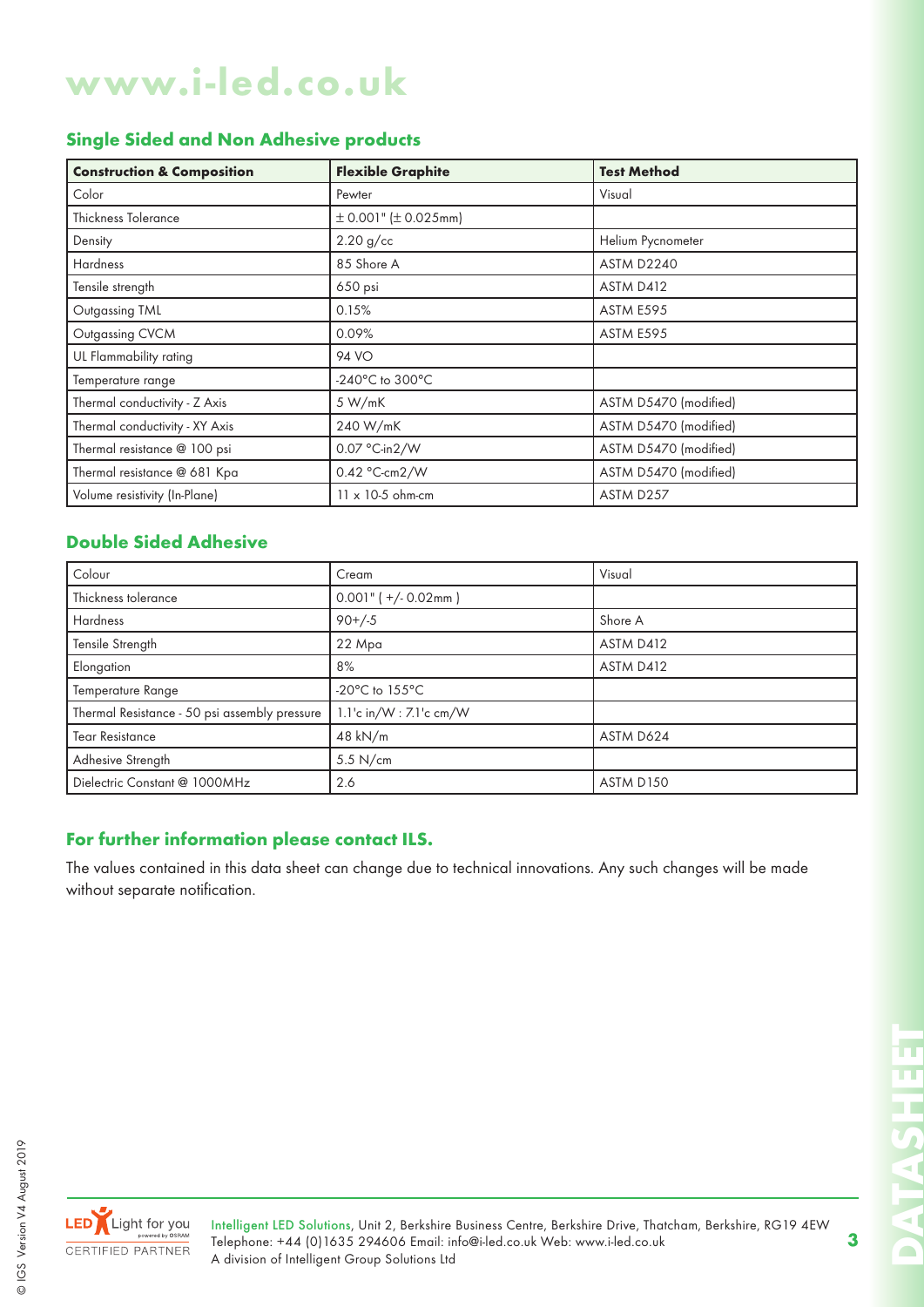# www.i-led.co.uk

## Single Sided and Non Adhesive products

| Construction & Composition | Flexible Graphite | Test Method |
| --- | --- | --- |
| Color | Pewter | Visual |
| Thickness Tolerance | ± 0.001" (± 0.025mm) | |
| Density | 2.20 g/cc | Helium Pycnometer |
| Hardness | 85 Shore A | ASTM D2240 |
| Tensile strength | 650 psi | ASTM D412 |
| Outgassing TML | 0.15% | ASTM E595 |
| Outgassing CVCM | 0.09% | ASTM E595 |
| UL Flammability rating | 94 VO | |
| Temperature range | -240°C to 300°C | |
| Thermal conductivity - Z Axis | 5 W/mK | ASTM D5470 (modified) |
| Thermal conductivity - XY Axis | 240 W/mK | ASTM D5470 (modified) |
| Thermal resistance @ 100 psi | 0.07 °C-in2/W | ASTM D5470 (modified) |
| Thermal resistance @ 681 Kpa | 0.42 °C-cm2/W | ASTM D5470 (modified) |
| Volume resistivity (In-Plane) | 11 x 10-5 ohm-cm | ASTM D257 |

## Double Sided Adhesive

| | | |
| --- | --- | --- |
| Colour | Cream | Visual |
| Thickness tolerance | 0.001" ( +/- 0.02mm ) | |
| Hardness | 90+/-5 | Shore A |
| Tensile Strength | 22 Mpa | ASTM D412 |
| Elongation | 8% | ASTM D412 |
| Temperature Range | -20°C to 155°C | |
| Thermal Resistance - 50 psi assembly pressure | 1.1'c in/W : 7.1'c cm/W | |
| Tear Resistance | 48 kN/m | ASTM D624 |
| Adhesive Strength | 5.5 N/cm | |
| Dielectric Constant @ 1000MHz | 2.6 | ASTM D150 |

## For further information please contact ILS.

The values contained in this data sheet can change due to technical innovations. Any such changes will be made without separate notification.

Intelligent LED Solutions, Unit 2, Berkshire Business Centre, Berkshire Drive, Thatcham, Berkshire, RG19 4EW
Telephone: +44 (0)1635 294606 Email: info@i-led.co.uk Web: www.i-led.co.uk
A division of Intelligent Group Solutions Ltd

LED Light for you powered by OSRAM CERTIFIED PARTNER

© IGS Version V4 August 2019

DATASHEET